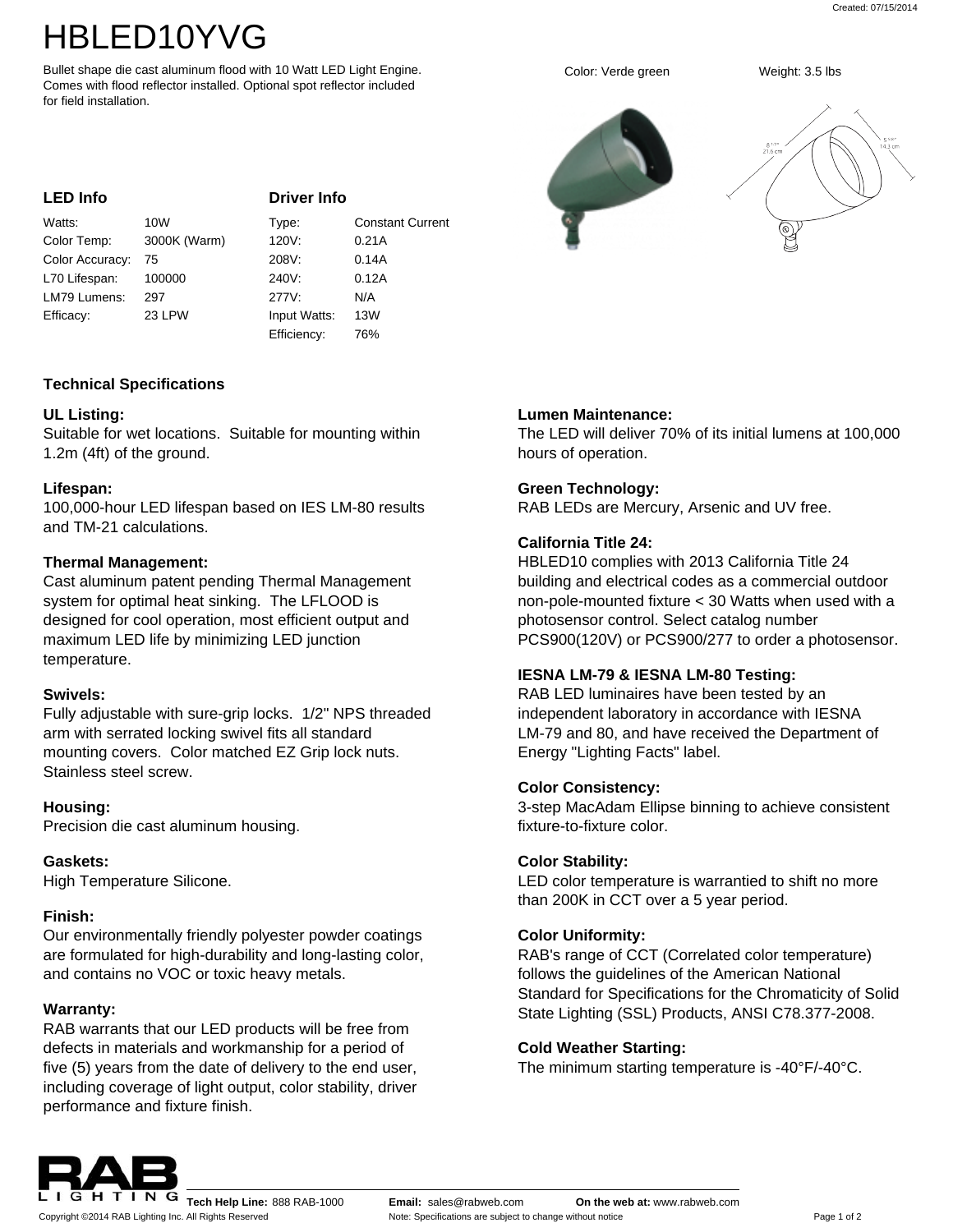# HBLED10YVG

Bullet shape die cast aluminum flood with 10 Watt LED Light Engine. Comes with flood reflector installed. Optional spot reflector included for field installation.

Color: Verde green

Weight: 3.5 lbs

### LED Info

| | |
|---|---|
| Watts: | 10W |
| Color Temp: | 3000K (Warm) |
| Color Accuracy: | 75 |
| L70 Lifespan: | 100000 |
| LM79 Lumens: | 297 |
| Efficacy: | 23 LPW |

### Driver Info

| | |
|---|---|
| Type: | Constant Current |
| 120V: | 0.21A |
| 208V: | 0.14A |
| 240V: | 0.12A |
| 277V: | N/A |
| Input Watts: | 13W |
| Efficiency: | 76% |

## Technical Specifications

**UL Listing:**
Suitable for wet locations. Suitable for mounting within 1.2m (4ft) of the ground.

**Lifespan:**
100,000-hour LED lifespan based on IES LM-80 results and TM-21 calculations.

**Thermal Management:**
Cast aluminum patent pending Thermal Management system for optimal heat sinking. The LFLOOD is designed for cool operation, most efficient output and maximum LED life by minimizing LED junction temperature.

**Swivels:**
Fully adjustable with sure-grip locks. 1/2" NPS threaded arm with serrated locking swivel fits all standard mounting covers. Color matched EZ Grip lock nuts. Stainless steel screw.

**Housing:**
Precision die cast aluminum housing.

**Gaskets:**
High Temperature Silicone.

**Finish:**
Our environmentally friendly polyester powder coatings are formulated for high-durability and long-lasting color, and contains no VOC or toxic heavy metals.

**Warranty:**
RAB warrants that our LED products will be free from defects in materials and workmanship for a period of five (5) years from the date of delivery to the end user, including coverage of light output, color stability, driver performance and fixture finish.

**Lumen Maintenance:**
The LED will deliver 70% of its initial lumens at 100,000 hours of operation.

**Green Technology:**
RAB LEDs are Mercury, Arsenic and UV free.

**California Title 24:**
HBLED10 complies with 2013 California Title 24 building and electrical codes as a commercial outdoor non-pole-mounted fixture < 30 Watts when used with a photosensor control. Select catalog number PCS900(120V) or PCS900/277 to order a photosensor.

**IESNA LM-79 & IESNA LM-80 Testing:**
RAB LED luminaires have been tested by an independent laboratory in accordance with IESNA LM-79 and 80, and have received the Department of Energy "Lighting Facts" label.

**Color Consistency:**
3-step MacAdam Ellipse binning to achieve consistent fixture-to-fixture color.

**Color Stability:**
LED color temperature is warrantied to shift no more than 200K in CCT over a 5 year period.

**Color Uniformity:**
RAB's range of CCT (Correlated color temperature) follows the guidelines of the American National Standard for Specifications for the Chromaticity of Solid State Lighting (SSL) Products, ANSI C78.377-2008.

**Cold Weather Starting:**
The minimum starting temperature is -40°F/-40°C.

**Tech Help Line:** 888 RAB-1000 **Email:** sales@rabweb.com **On the web at:** www.rabweb.com

Copyright ©2014 RAB Lighting Inc. All Rights Reserved Note: Specifications are subject to change without notice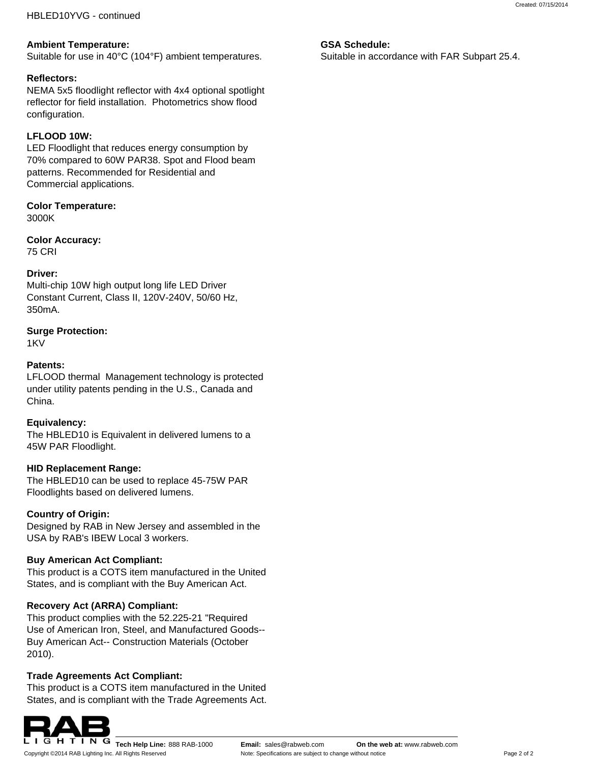HBLED10YVG - continued

**Ambient Temperature:**
Suitable for use in 40°C (104°F) ambient temperatures.

**Reflectors:**
NEMA 5x5 floodlight reflector with 4x4 optional spotlight reflector for field installation. Photometrics show flood configuration.

**LFLOOD 10W:**
LED Floodlight that reduces energy consumption by 70% compared to 60W PAR38. Spot and Flood beam patterns. Recommended for Residential and Commercial applications.

**Color Temperature:**
3000K

**Color Accuracy:**
75 CRI

**Driver:**
Multi-chip 10W high output long life LED Driver Constant Current, Class II, 120V-240V, 50/60 Hz, 350mA.

**Surge Protection:**
1KV

**Patents:**
LFLOOD thermal Management technology is protected under utility patents pending in the U.S., Canada and China.

**Equivalency:**
The HBLED10 is Equivalent in delivered lumens to a 45W PAR Floodlight.

**HID Replacement Range:**
The HBLED10 can be used to replace 45-75W PAR Floodlights based on delivered lumens.

**Country of Origin:**
Designed by RAB in New Jersey and assembled in the USA by RAB's IBEW Local 3 workers.

**Buy American Act Compliant:**
This product is a COTS item manufactured in the United States, and is compliant with the Buy American Act.

**Recovery Act (ARRA) Compliant:**
This product complies with the 52.225-21 "Required Use of American Iron, Steel, and Manufactured Goods-- Buy American Act-- Construction Materials (October 2010).

**Trade Agreements Act Compliant:**
This product is a COTS item manufactured in the United States, and is compliant with the Trade Agreements Act.

**GSA Schedule:**
Suitable in accordance with FAR Subpart 25.4.